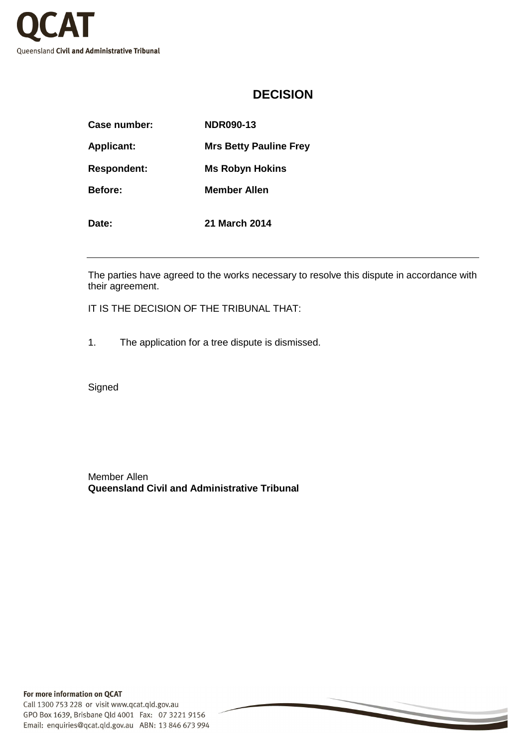QCAT

Queensland **Civil and Administrative Tribunal**

# DECISION

| | |
|---|---|
| **Case number:** | **NDR090-13** |
| **Applicant:** | **Mrs Betty Pauline Frey** |
| **Respondent:** | **Ms Robyn Hokins** |
| **Before:** | **Member Allen** |
| **Date:** | **21 March 2014** |

---

The parties have agreed to the works necessary to resolve this dispute in accordance with their agreement.

IT IS THE DECISION OF THE TRIBUNAL THAT:

1. The application for a tree dispute is dismissed.

Signed

Member Allen
**Queensland Civil and Administrative Tribunal**

**For more information on QCAT**
Call 1300 753 228 or visit www.qcat.qld.gov.au
GPO Box 1639, Brisbane Qld 4001 Fax: 07 3221 9156
Email: enquiries@qcat.qld.gov.au ABN: 13 846 673 994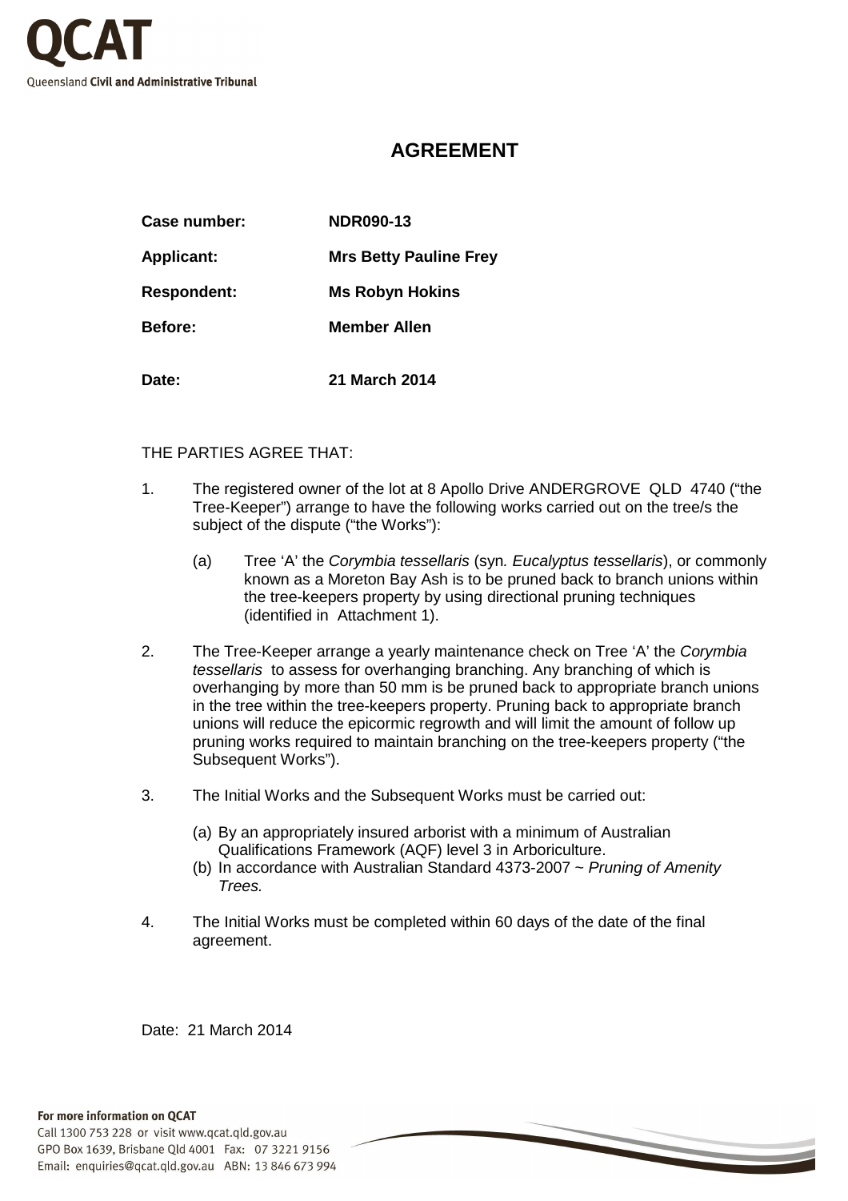QCAT
Queensland **Civil and Administrative Tribunal**

# AGREEMENT

| | |
|---|---|
| **Case number:** | **NDR090-13** |
| **Applicant:** | **Mrs Betty Pauline Frey** |
| **Respondent:** | **Ms Robyn Hokins** |
| **Before:** | **Member Allen** |
| **Date:** | **21 March 2014** |

THE PARTIES AGREE THAT:

1. The registered owner of the lot at 8 Apollo Drive ANDERGROVE QLD 4740 ("the Tree-Keeper") arrange to have the following works carried out on the tree/s the subject of the dispute ("the Works"):

   (a) Tree 'A' the *Corymbia tessellaris* (syn*. Eucalyptus tessellaris*), or commonly known as a Moreton Bay Ash is to be pruned back to branch unions within the tree-keepers property by using directional pruning techniques (identified in Attachment 1).

2. The Tree-Keeper arrange a yearly maintenance check on Tree 'A' the *Corymbia tessellaris* to assess for overhanging branching. Any branching of which is overhanging by more than 50 mm is be pruned back to appropriate branch unions in the tree within the tree-keepers property. Pruning back to appropriate branch unions will reduce the epicormic regrowth and will limit the amount of follow up pruning works required to maintain branching on the tree-keepers property ("the Subsequent Works").

3. The Initial Works and the Subsequent Works must be carried out:

   (a) By an appropriately insured arborist with a minimum of Australian Qualifications Framework (AQF) level 3 in Arboriculture.
   (b) In accordance with Australian Standard 4373-2007 ~ *Pruning of Amenity Trees.*

4. The Initial Works must be completed within 60 days of the date of the final agreement.

Date: 21 March 2014

**For more information on QCAT**
Call 1300 753 228 or visit www.qcat.qld.gov.au
GPO Box 1639, Brisbane Qld 4001 Fax: 07 3221 9156
Email: enquiries@qcat.qld.gov.au ABN: 13 846 673 994